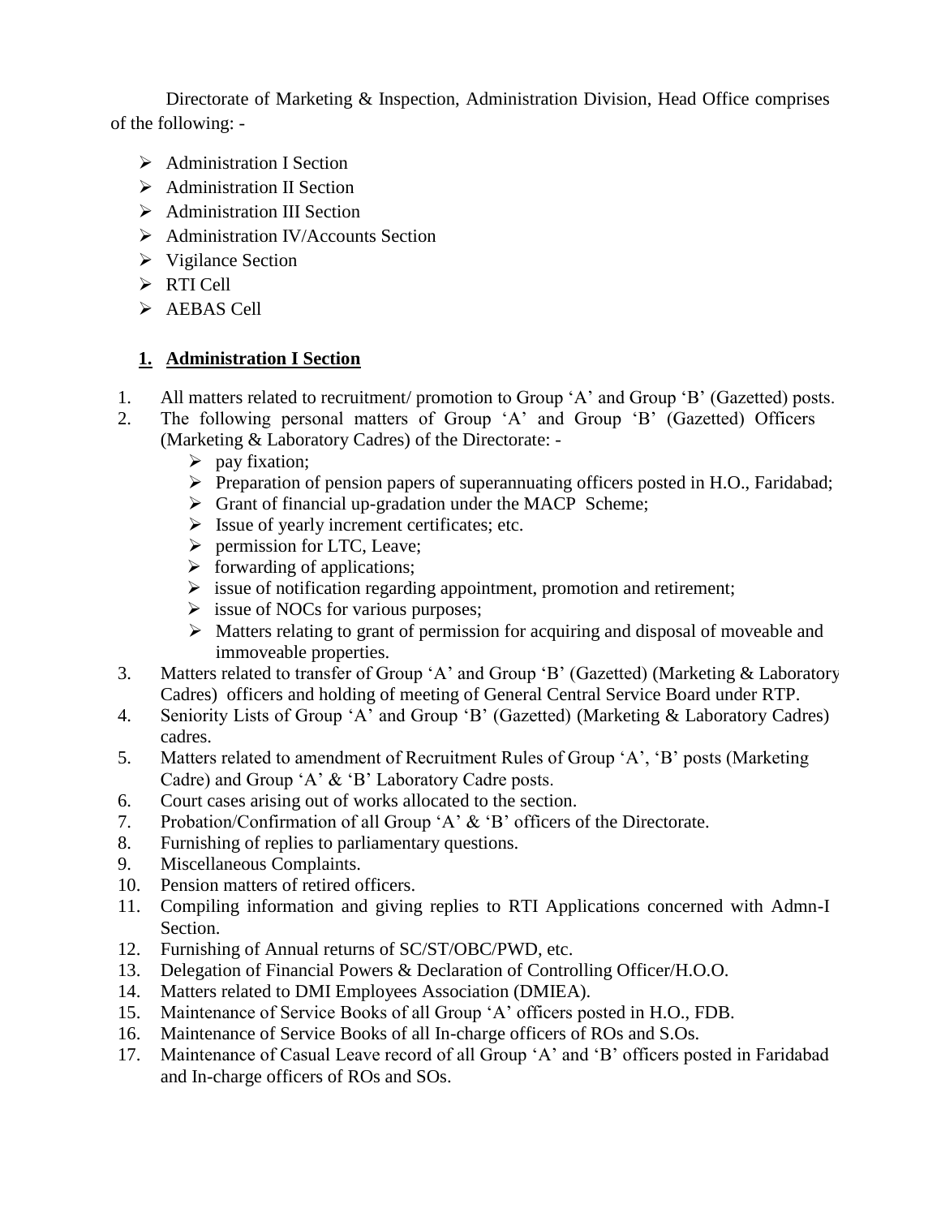Directorate of Marketing & Inspection, Administration Division, Head Office comprises of the following: -

- Administration I Section
- Administration II Section
- Administration III Section
- Administration IV/Accounts Section
- Vigilance Section
- RTI Cell
- AEBAS Cell

## 1. Administration I Section

1. All matters related to recruitment/ promotion to Group 'A' and Group 'B' (Gazetted) posts.
2. The following personal matters of Group 'A' and Group 'B' (Gazetted) Officers (Marketing & Laboratory Cadres) of the Directorate: -
   - pay fixation;
   - Preparation of pension papers of superannuating officers posted in H.O., Faridabad;
   - Grant of financial up-gradation under the MACP Scheme;
   - Issue of yearly increment certificates; etc.
   - permission for LTC, Leave;
   - forwarding of applications;
   - issue of notification regarding appointment, promotion and retirement;
   - issue of NOCs for various purposes;
   - Matters relating to grant of permission for acquiring and disposal of moveable and immoveable properties.
3. Matters related to transfer of Group 'A' and Group 'B' (Gazetted) (Marketing & Laboratory Cadres) officers and holding of meeting of General Central Service Board under RTP.
4. Seniority Lists of Group 'A' and Group 'B' (Gazetted) (Marketing & Laboratory Cadres) cadres.
5. Matters related to amendment of Recruitment Rules of Group 'A', 'B' posts (Marketing Cadre) and Group 'A' & 'B' Laboratory Cadre posts.
6. Court cases arising out of works allocated to the section.
7. Probation/Confirmation of all Group 'A' & 'B' officers of the Directorate.
8. Furnishing of replies to parliamentary questions.
9. Miscellaneous Complaints.
10. Pension matters of retired officers.
11. Compiling information and giving replies to RTI Applications concerned with Admn-I Section.
12. Furnishing of Annual returns of SC/ST/OBC/PWD, etc.
13. Delegation of Financial Powers & Declaration of Controlling Officer/H.O.O.
14. Matters related to DMI Employees Association (DMIEA).
15. Maintenance of Service Books of all Group 'A' officers posted in H.O., FDB.
16. Maintenance of Service Books of all In-charge officers of ROs and S.Os.
17. Maintenance of Casual Leave record of all Group 'A' and 'B' officers posted in Faridabad and In-charge officers of ROs and SOs.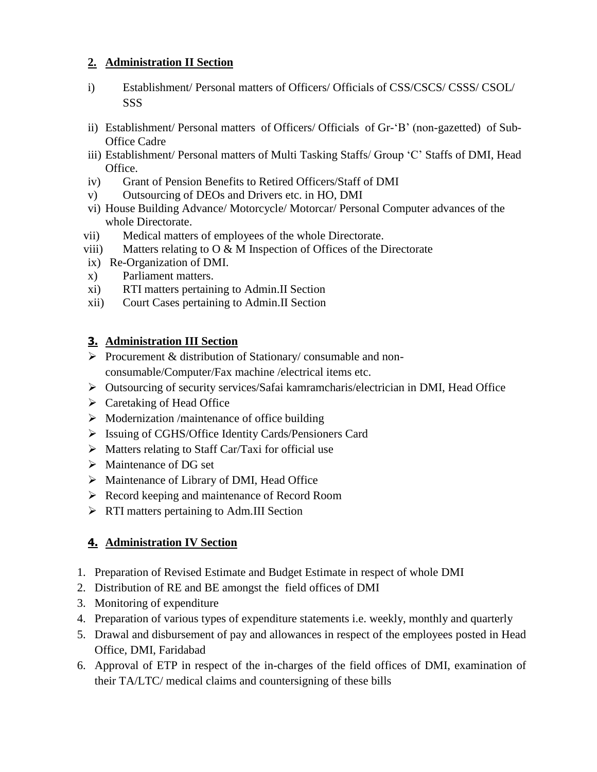## 2. Administration II Section

i) Establishment/ Personal matters of Officers/ Officials of CSS/CSCS/ CSSS/ CSOL/ SSS

ii) Establishment/ Personal matters of Officers/ Officials of Gr-'B' (non-gazetted) of Sub-Office Cadre

iii) Establishment/ Personal matters of Multi Tasking Staffs/ Group 'C' Staffs of DMI, Head Office.

iv) Grant of Pension Benefits to Retired Officers/Staff of DMI

v) Outsourcing of DEOs and Drivers etc. in HO, DMI

vi) House Building Advance/ Motorcycle/ Motorcar/ Personal Computer advances of the whole Directorate.

vii) Medical matters of employees of the whole Directorate.

viii) Matters relating to O & M Inspection of Offices of the Directorate

ix) Re-Organization of DMI.

x) Parliament matters.

xi) RTI matters pertaining to Admin.II Section

xii) Court Cases pertaining to Admin.II Section

## 3. Administration III Section

- Procurement & distribution of Stationary/ consumable and non-consumable/Computer/Fax machine /electrical items etc.
- Outsourcing of security services/Safai kamramcharis/electrician in DMI, Head Office
- Caretaking of Head Office
- Modernization /maintenance of office building
- Issuing of CGHS/Office Identity Cards/Pensioners Card
- Matters relating to Staff Car/Taxi for official use
- Maintenance of DG set
- Maintenance of Library of DMI, Head Office
- Record keeping and maintenance of Record Room
- RTI matters pertaining to Adm.III Section

## 4. Administration IV Section

1. Preparation of Revised Estimate and Budget Estimate in respect of whole DMI
2. Distribution of RE and BE amongst the field offices of DMI
3. Monitoring of expenditure
4. Preparation of various types of expenditure statements i.e. weekly, monthly and quarterly
5. Drawal and disbursement of pay and allowances in respect of the employees posted in Head Office, DMI, Faridabad
6. Approval of ETP in respect of the in-charges of the field offices of DMI, examination of their TA/LTC/ medical claims and countersigning of these bills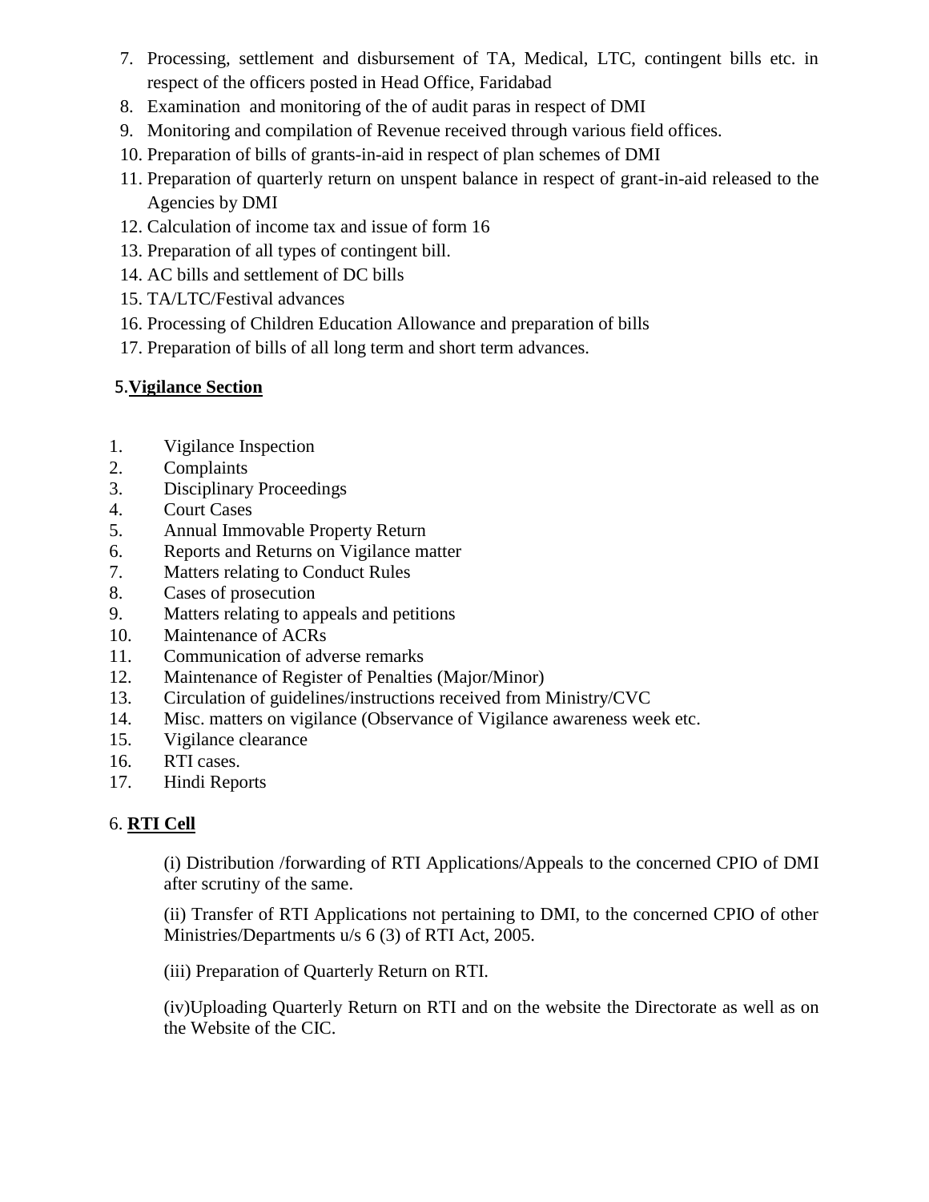7. Processing, settlement and disbursement of TA, Medical, LTC, contingent bills etc. in respect of the officers posted in Head Office, Faridabad
8. Examination and monitoring of the of audit paras in respect of DMI
9. Monitoring and compilation of Revenue received through various field offices.
10. Preparation of bills of grants-in-aid in respect of plan schemes of DMI
11. Preparation of quarterly return on unspent balance in respect of grant-in-aid released to the Agencies by DMI
12. Calculation of income tax and issue of form 16
13. Preparation of all types of contingent bill.
14. AC bills and settlement of DC bills
15. TA/LTC/Festival advances
16. Processing of Children Education Allowance and preparation of bills
17. Preparation of bills of all long term and short term advances.

### 5. **Vigilance Section**

1. Vigilance Inspection
2. Complaints
3. Disciplinary Proceedings
4. Court Cases
5. Annual Immovable Property Return
6. Reports and Returns on Vigilance matter
7. Matters relating to Conduct Rules
8. Cases of prosecution
9. Matters relating to appeals and petitions
10. Maintenance of ACRs
11. Communication of adverse remarks
12. Maintenance of Register of Penalties (Major/Minor)
13. Circulation of guidelines/instructions received from Ministry/CVC
14. Misc. matters on vigilance (Observance of Vigilance awareness week etc.
15. Vigilance clearance
16. RTI cases.
17. Hindi Reports

### 6. **RTI Cell**

(i) Distribution /forwarding of RTI Applications/Appeals to the concerned CPIO of DMI after scrutiny of the same.

(ii) Transfer of RTI Applications not pertaining to DMI, to the concerned CPIO of other Ministries/Departments u/s 6 (3) of RTI Act, 2005.

(iii) Preparation of Quarterly Return on RTI.

(iv)Uploading Quarterly Return on RTI and on the website the Directorate as well as on the Website of the CIC.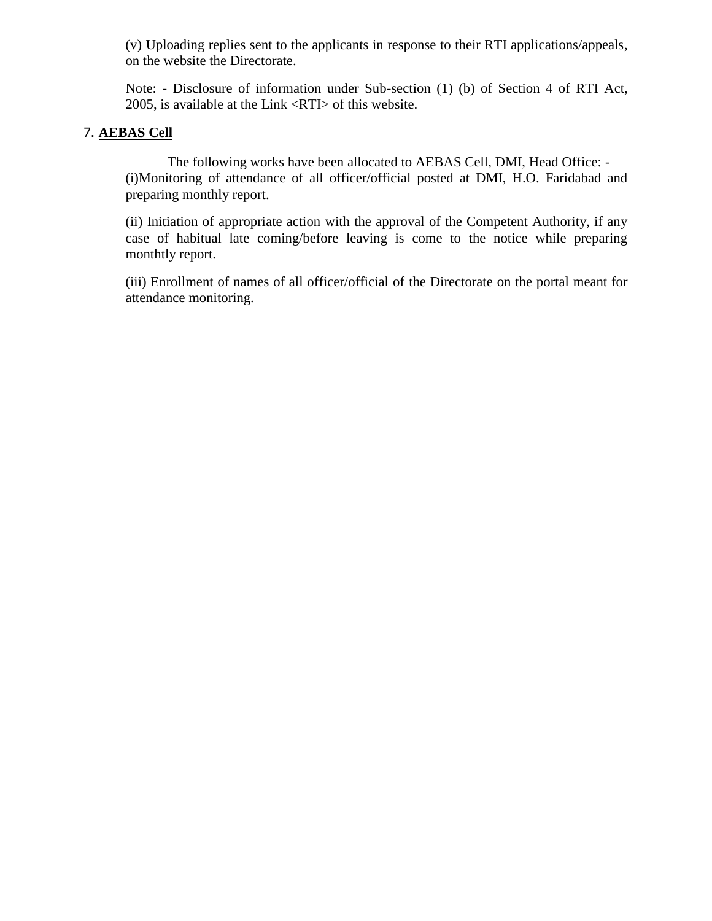(v) Uploading replies sent to the applicants in response to their RTI applications/appeals, on the website the Directorate.

Note: - Disclosure of information under Sub-section (1) (b) of Section 4 of RTI Act, 2005, is available at the Link <RTI> of this website.

7. **AEBAS Cell**

The following works have been allocated to AEBAS Cell, DMI, Head Office: -

(i)Monitoring of attendance of all officer/official posted at DMI, H.O. Faridabad and preparing monthly report.

(ii) Initiation of appropriate action with the approval of the Competent Authority, if any case of habitual late coming/before leaving is come to the notice while preparing monthtly report.

(iii) Enrollment of names of all officer/official of the Directorate on the portal meant for attendance monitoring.